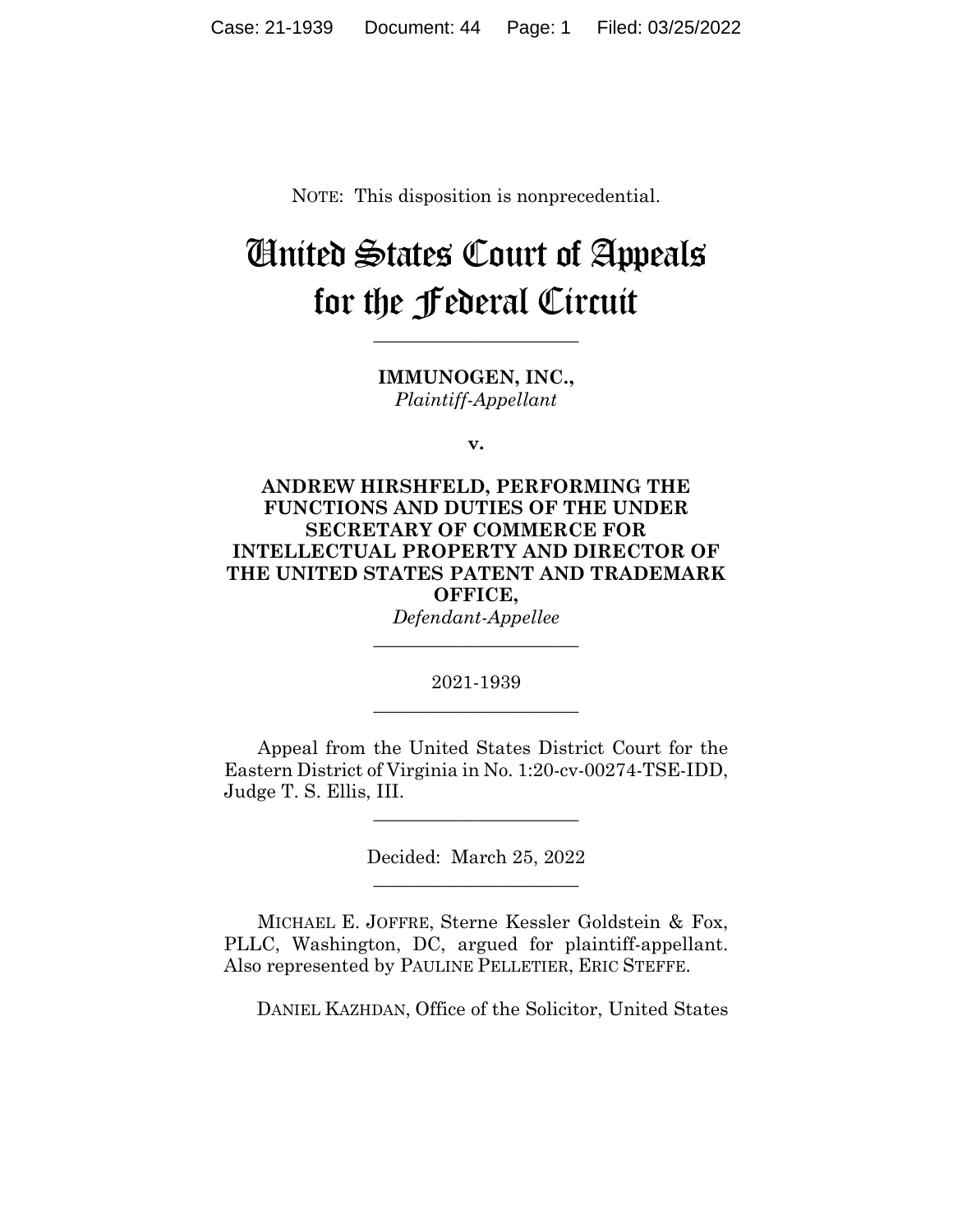NOTE: This disposition is nonprecedential.

# United States Court of Appeals for the Federal Circuit

______________________

**IMMUNOGEN, INC.,**
*Plaintiff-Appellant*

**v.**

**ANDREW HIRSHFELD, PERFORMING THE FUNCTIONS AND DUTIES OF THE UNDER SECRETARY OF COMMERCE FOR INTELLECTUAL PROPERTY AND DIRECTOR OF THE UNITED STATES PATENT AND TRADEMARK OFFICE,**
*Defendant-Appellee*

______________________

2021-1939

______________________

Appeal from the United States District Court for the Eastern District of Virginia in No. 1:20-cv-00274-TSE-IDD, Judge T. S. Ellis, III.

______________________

Decided: March 25, 2022

______________________

MICHAEL E. JOFFRE, Sterne Kessler Goldstein & Fox, PLLC, Washington, DC, argued for plaintiff-appellant. Also represented by PAULINE PELLETIER, ERIC STEFFE.

DANIEL KAZHDAN, Office of the Solicitor, United States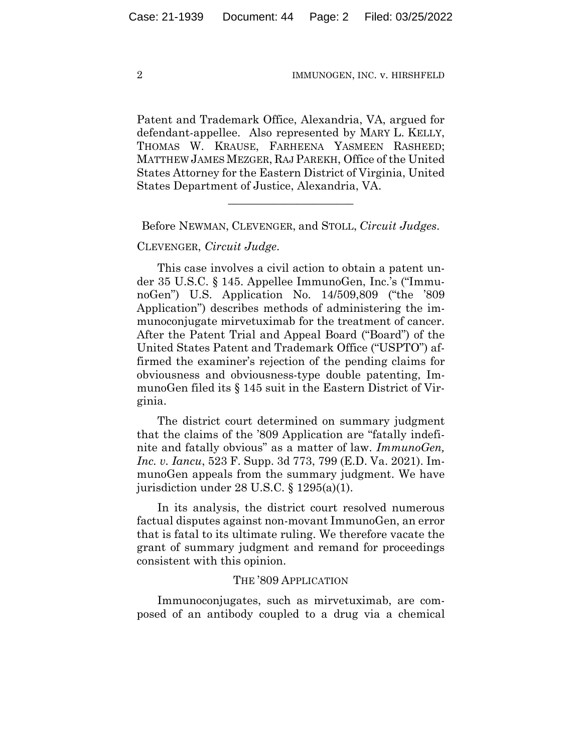Patent and Trademark Office, Alexandria, VA, argued for defendant-appellee. Also represented by MARY L. KELLY, THOMAS W. KRAUSE, FARHEENA YASMEEN RASHEED; MATTHEW JAMES MEZGER, RAJ PAREKH, Office of the United States Attorney for the Eastern District of Virginia, United States Department of Justice, Alexandria, VA.

______________________

Before NEWMAN, CLEVENGER, and STOLL, *Circuit Judges*.

CLEVENGER, *Circuit Judge*.

This case involves a civil action to obtain a patent under 35 U.S.C. § 145. Appellee ImmunoGen, Inc.'s ("ImmunoGen") U.S. Application No. 14/509,809 ("the '809 Application") describes methods of administering the immunoconjugate mirvetuximab for the treatment of cancer. After the Patent Trial and Appeal Board ("Board") of the United States Patent and Trademark Office ("USPTO") affirmed the examiner's rejection of the pending claims for obviousness and obviousness-type double patenting, ImmunoGen filed its § 145 suit in the Eastern District of Virginia.

The district court determined on summary judgment that the claims of the '809 Application are "fatally indefinite and fatally obvious" as a matter of law. *ImmunoGen, Inc. v. Iancu*, 523 F. Supp. 3d 773, 799 (E.D. Va. 2021). ImmunoGen appeals from the summary judgment. We have jurisdiction under 28 U.S.C. § 1295(a)(1).

In its analysis, the district court resolved numerous factual disputes against non-movant ImmunoGen, an error that is fatal to its ultimate ruling. We therefore vacate the grant of summary judgment and remand for proceedings consistent with this opinion.

## THE '809 APPLICATION

Immunoconjugates, such as mirvetuximab, are composed of an antibody coupled to a drug via a chemical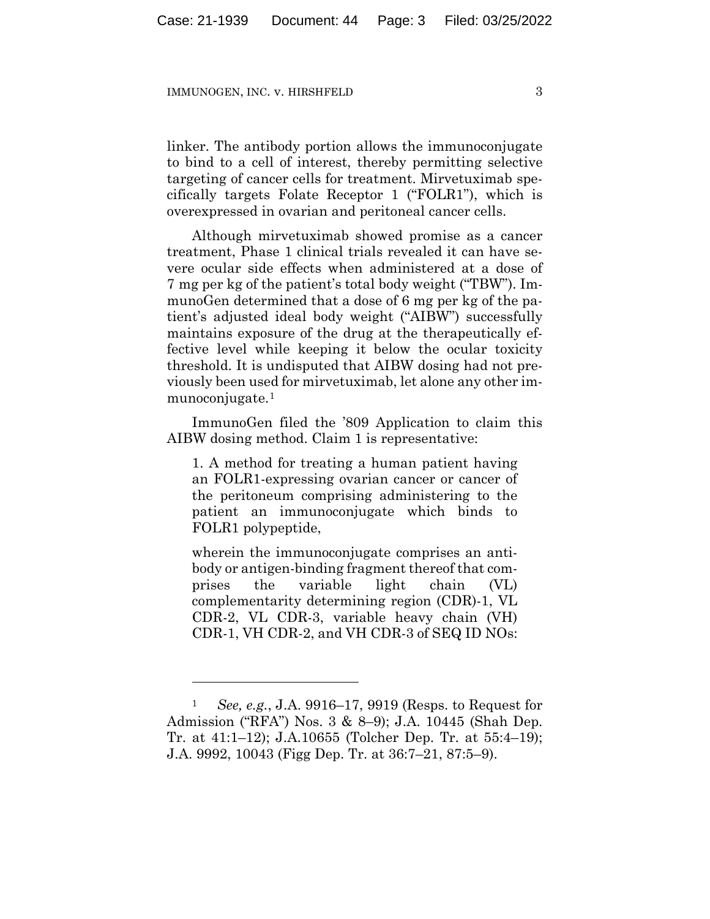linker. The antibody portion allows the immunoconjugate to bind to a cell of interest, thereby permitting selective targeting of cancer cells for treatment. Mirvetuximab specifically targets Folate Receptor 1 ("FOLR1"), which is overexpressed in ovarian and peritoneal cancer cells.

Although mirvetuximab showed promise as a cancer treatment, Phase 1 clinical trials revealed it can have severe ocular side effects when administered at a dose of 7 mg per kg of the patient's total body weight ("TBW"). ImmunoGen determined that a dose of 6 mg per kg of the patient's adjusted ideal body weight ("AIBW") successfully maintains exposure of the drug at the therapeutically effective level while keeping it below the ocular toxicity threshold. It is undisputed that AIBW dosing had not previously been used for mirvetuximab, let alone any other immunoconjugate.[1]

ImmunoGen filed the '809 Application to claim this AIBW dosing method. Claim 1 is representative:

> 1. A method for treating a human patient having an FOLR1-expressing ovarian cancer or cancer of the peritoneum comprising administering to the patient an immunoconjugate which binds to FOLR1 polypeptide,
>
> wherein the immunoconjugate comprises an antibody or antigen-binding fragment thereof that comprises the variable light chain (VL) complementarity determining region (CDR)-1, VL CDR-2, VL CDR-3, variable heavy chain (VH) CDR-1, VH CDR-2, and VH CDR-3 of SEQ ID NOs:

---

[1] *See, e.g.*, J.A. 9916–17, 9919 (Resps. to Request for Admission ("RFA") Nos. 3 & 8–9); J.A. 10445 (Shah Dep. Tr. at 41:1–12); J.A.10655 (Tolcher Dep. Tr. at 55:4–19); J.A. 9992, 10043 (Figg Dep. Tr. at 36:7–21, 87:5–9).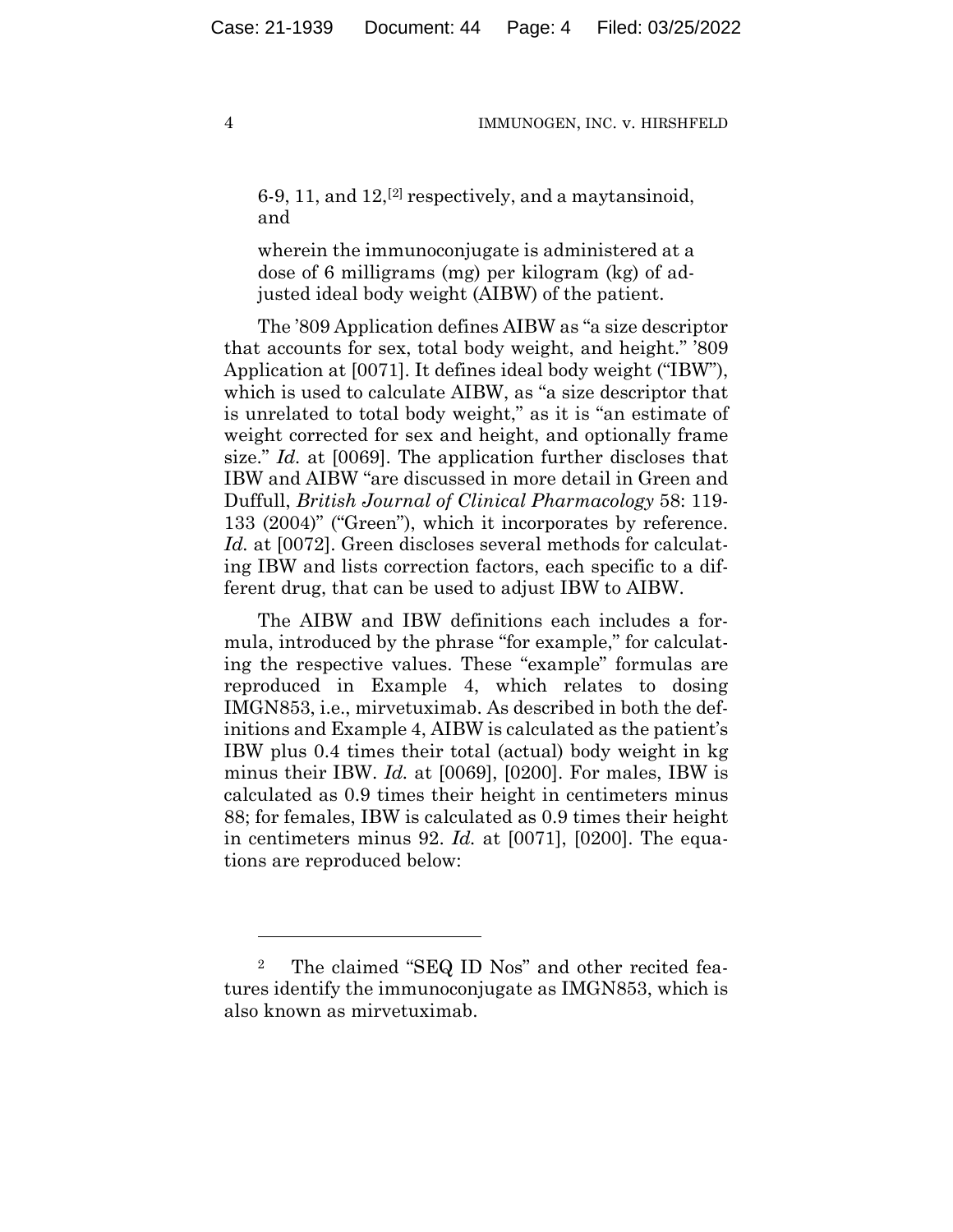6-9, 11, and 12,[2] respectively, and a maytansinoid, and

wherein the immunoconjugate is administered at a dose of 6 milligrams (mg) per kilogram (kg) of adjusted ideal body weight (AIBW) of the patient.

The '809 Application defines AIBW as "a size descriptor that accounts for sex, total body weight, and height." '809 Application at [0071]. It defines ideal body weight ("IBW"), which is used to calculate AIBW, as "a size descriptor that is unrelated to total body weight," as it is "an estimate of weight corrected for sex and height, and optionally frame size." *Id.* at [0069]. The application further discloses that IBW and AIBW "are discussed in more detail in Green and Duffull, *British Journal of Clinical Pharmacology* 58: 119-133 (2004)" ("Green"), which it incorporates by reference. *Id.* at [0072]. Green discloses several methods for calculating IBW and lists correction factors, each specific to a different drug, that can be used to adjust IBW to AIBW.

The AIBW and IBW definitions each includes a formula, introduced by the phrase "for example," for calculating the respective values. These "example" formulas are reproduced in Example 4, which relates to dosing IMGN853, i.e., mirvetuximab. As described in both the definitions and Example 4, AIBW is calculated as the patient's IBW plus 0.4 times their total (actual) body weight in kg minus their IBW. *Id.* at [0069], [0200]. For males, IBW is calculated as 0.9 times their height in centimeters minus 88; for females, IBW is calculated as 0.9 times their height in centimeters minus 92. *Id.* at [0071], [0200]. The equations are reproduced below:

---

[2] The claimed "SEQ ID Nos" and other recited features identify the immunoconjugate as IMGN853, which is also known as mirvetuximab.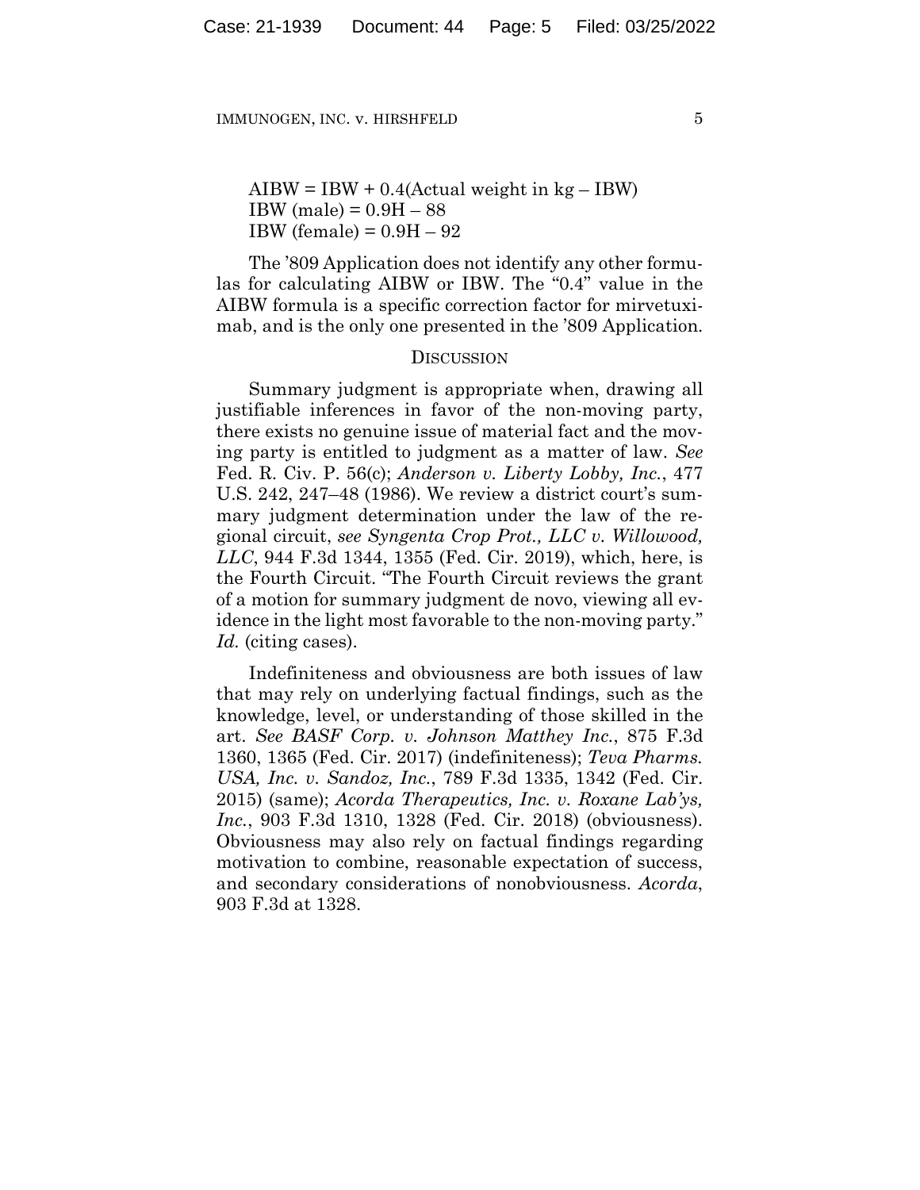$$\text{AIBW} = \text{IBW} + 0.4(\text{Actual weight in kg} - \text{IBW})$$
$$\text{IBW (male)} = 0.9\text{H} - 88$$
$$\text{IBW (female)} = 0.9\text{H} - 92$$

The ’809 Application does not identify any other formulas for calculating AIBW or IBW. The “0.4” value in the AIBW formula is a specific correction factor for mirvetuximab, and is the only one presented in the ’809 Application.

## DISCUSSION

Summary judgment is appropriate when, drawing all justifiable inferences in favor of the non-moving party, there exists no genuine issue of material fact and the moving party is entitled to judgment as a matter of law. *See* Fed. R. Civ. P. 56(c); *Anderson v. Liberty Lobby, Inc.*, 477 U.S. 242, 247–48 (1986). We review a district court’s summary judgment determination under the law of the regional circuit, *see Syngenta Crop Prot., LLC v. Willowood, LLC*, 944 F.3d 1344, 1355 (Fed. Cir. 2019), which, here, is the Fourth Circuit. “The Fourth Circuit reviews the grant of a motion for summary judgment de novo, viewing all evidence in the light most favorable to the non-moving party.” *Id.* (citing cases).

Indefiniteness and obviousness are both issues of law that may rely on underlying factual findings, such as the knowledge, level, or understanding of those skilled in the art. *See BASF Corp. v. Johnson Matthey Inc.*, 875 F.3d 1360, 1365 (Fed. Cir. 2017) (indefiniteness); *Teva Pharms. USA, Inc. v. Sandoz, Inc.*, 789 F.3d 1335, 1342 (Fed. Cir. 2015) (same); *Acorda Therapeutics, Inc. v. Roxane Lab’ys, Inc.*, 903 F.3d 1310, 1328 (Fed. Cir. 2018) (obviousness). Obviousness may also rely on factual findings regarding motivation to combine, reasonable expectation of success, and secondary considerations of nonobviousness. *Acorda*, 903 F.3d at 1328.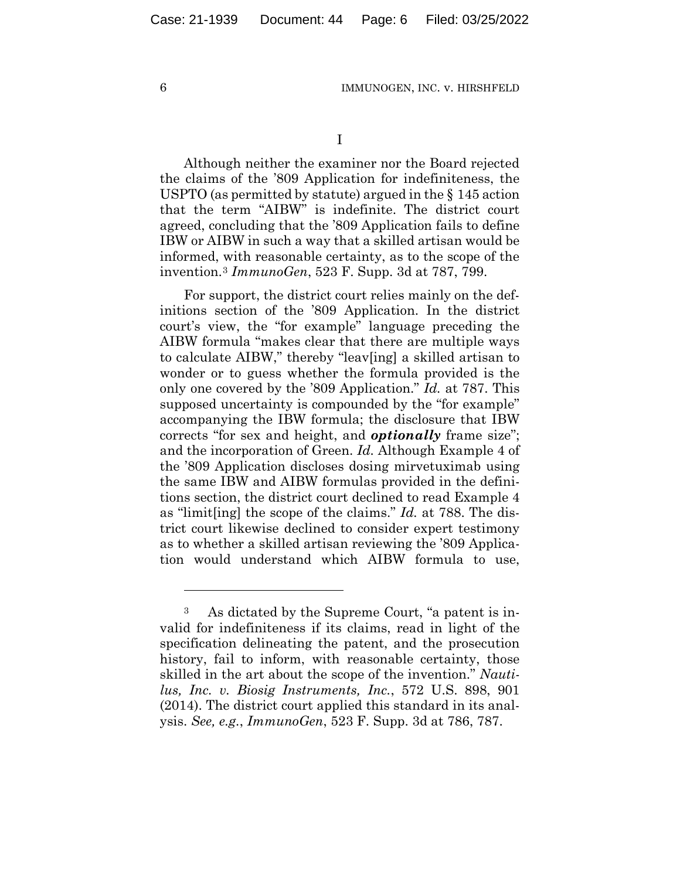I

Although neither the examiner nor the Board rejected the claims of the '809 Application for indefiniteness, the USPTO (as permitted by statute) argued in the § 145 action that the term "AIBW" is indefinite. The district court agreed, concluding that the '809 Application fails to define IBW or AIBW in such a way that a skilled artisan would be informed, with reasonable certainty, as to the scope of the invention.[3] *ImmunoGen*, 523 F. Supp. 3d at 787, 799.

For support, the district court relies mainly on the definitions section of the '809 Application. In the district court's view, the "for example" language preceding the AIBW formula "makes clear that there are multiple ways to calculate AIBW," thereby "leav[ing] a skilled artisan to wonder or to guess whether the formula provided is the only one covered by the '809 Application." *Id.* at 787. This supposed uncertainty is compounded by the "for example" accompanying the IBW formula; the disclosure that IBW corrects "for sex and height, and ***optionally*** frame size"; and the incorporation of Green. *Id.* Although Example 4 of the '809 Application discloses dosing mirvetuximab using the same IBW and AIBW formulas provided in the definitions section, the district court declined to read Example 4 as "limit[ing] the scope of the claims." *Id.* at 788. The district court likewise declined to consider expert testimony as to whether a skilled artisan reviewing the '809 Application would understand which AIBW formula to use,

---

[3] As dictated by the Supreme Court, "a patent is invalid for indefiniteness if its claims, read in light of the specification delineating the patent, and the prosecution history, fail to inform, with reasonable certainty, those skilled in the art about the scope of the invention." *Nautilus, Inc. v. Biosig Instruments, Inc.*, 572 U.S. 898, 901 (2014). The district court applied this standard in its analysis. *See, e.g.*, *ImmunoGen*, 523 F. Supp. 3d at 786, 787.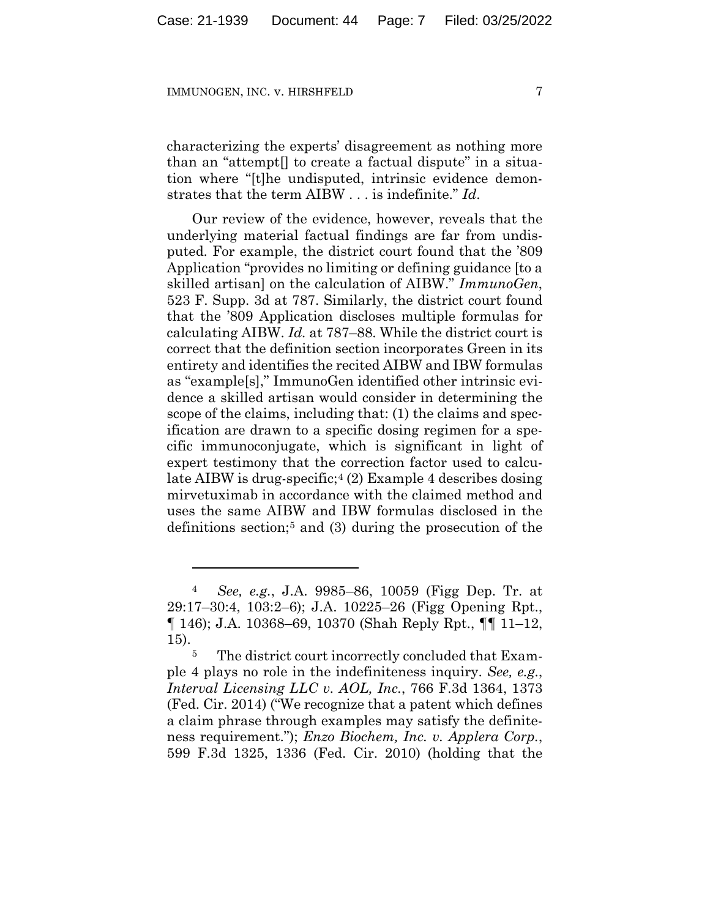characterizing the experts' disagreement as nothing more than an "attempt[] to create a factual dispute" in a situation where "[t]he undisputed, intrinsic evidence demonstrates that the term AIBW . . . is indefinite." *Id.*

Our review of the evidence, however, reveals that the underlying material factual findings are far from undisputed. For example, the district court found that the '809 Application "provides no limiting or defining guidance [to a skilled artisan] on the calculation of AIBW." *ImmunoGen*, 523 F. Supp. 3d at 787. Similarly, the district court found that the '809 Application discloses multiple formulas for calculating AIBW. *Id.* at 787–88. While the district court is correct that the definition section incorporates Green in its entirety and identifies the recited AIBW and IBW formulas as "example[s]," ImmunoGen identified other intrinsic evidence a skilled artisan would consider in determining the scope of the claims, including that: (1) the claims and specification are drawn to a specific dosing regimen for a specific immunoconjugate, which is significant in light of expert testimony that the correction factor used to calculate AIBW is drug-specific;[4] (2) Example 4 describes dosing mirvetuximab in accordance with the claimed method and uses the same AIBW and IBW formulas disclosed in the definitions section;[5] and (3) during the prosecution of the

---

[4] *See, e.g.*, J.A. 9985–86, 10059 (Figg Dep. Tr. at 29:17–30:4, 103:2–6); J.A. 10225–26 (Figg Opening Rpt., ¶ 146); J.A. 10368–69, 10370 (Shah Reply Rpt., ¶¶ 11–12, 15).

[5] The district court incorrectly concluded that Example 4 plays no role in the indefiniteness inquiry. *See, e.g.*, *Interval Licensing LLC v. AOL, Inc.*, 766 F.3d 1364, 1373 (Fed. Cir. 2014) ("We recognize that a patent which defines a claim phrase through examples may satisfy the definiteness requirement."); *Enzo Biochem, Inc. v. Applera Corp.*, 599 F.3d 1325, 1336 (Fed. Cir. 2010) (holding that the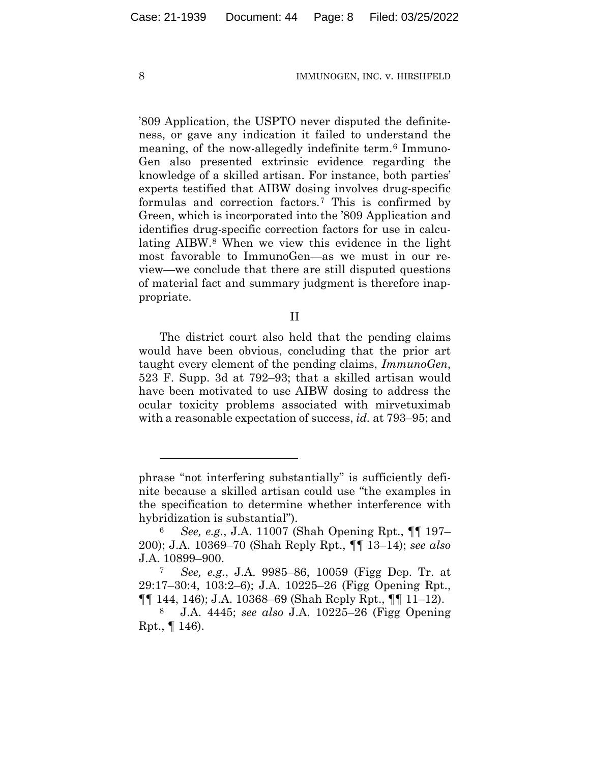'809 Application, the USPTO never disputed the definiteness, or gave any indication it failed to understand the meaning, of the now-allegedly indefinite term.[6] ImmunoGen also presented extrinsic evidence regarding the knowledge of a skilled artisan. For instance, both parties' experts testified that AIBW dosing involves drug-specific formulas and correction factors.[7] This is confirmed by Green, which is incorporated into the '809 Application and identifies drug-specific correction factors for use in calculating AIBW.[8] When we view this evidence in the light most favorable to ImmunoGen—as we must in our review—we conclude that there are still disputed questions of material fact and summary judgment is therefore inappropriate.

## II

The district court also held that the pending claims would have been obvious, concluding that the prior art taught every element of the pending claims, *ImmunoGen*, 523 F. Supp. 3d at 792–93; that a skilled artisan would have been motivated to use AIBW dosing to address the ocular toxicity problems associated with mirvetuximab with a reasonable expectation of success, *id.* at 793–95; and

---

phrase "not interfering substantially" is sufficiently definite because a skilled artisan could use "the examples in the specification to determine whether interference with hybridization is substantial").

[6] *See, e.g.*, J.A. 11007 (Shah Opening Rpt., ¶¶ 197–200); J.A. 10369–70 (Shah Reply Rpt., ¶¶ 13–14); *see also* J.A. 10899–900.

[7] *See, e.g.*, J.A. 9985–86, 10059 (Figg Dep. Tr. at 29:17–30:4, 103:2–6); J.A. 10225–26 (Figg Opening Rpt., ¶¶ 144, 146); J.A. 10368–69 (Shah Reply Rpt., ¶¶ 11–12).

[8] J.A. 4445; *see also* J.A. 10225–26 (Figg Opening Rpt., ¶ 146).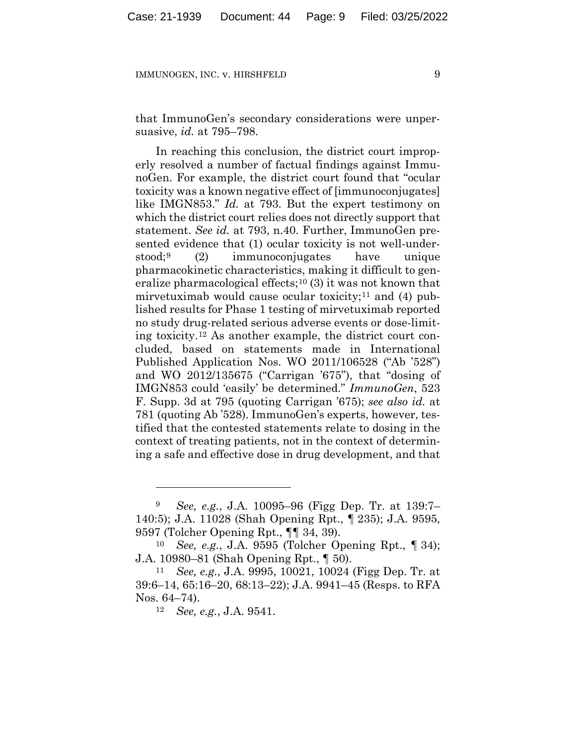that ImmunoGen's secondary considerations were unpersuasive, *id.* at 795–798.

In reaching this conclusion, the district court improperly resolved a number of factual findings against ImmunoGen. For example, the district court found that "ocular toxicity was a known negative effect of [immunoconjugates] like IMGN853." *Id.* at 793. But the expert testimony on which the district court relies does not directly support that statement. *See id.* at 793, n.40. Further, ImmunoGen presented evidence that (1) ocular toxicity is not well-understood;[9] (2) immunoconjugates have unique pharmacokinetic characteristics, making it difficult to generalize pharmacological effects;[10] (3) it was not known that mirvetuximab would cause ocular toxicity;[11] and (4) published results for Phase 1 testing of mirvetuximab reported no study drug-related serious adverse events or dose-limiting toxicity.[12] As another example, the district court concluded, based on statements made in International Published Application Nos. WO 2011/106528 ("Ab '528") and WO 2012/135675 ("Carrigan '675"), that "dosing of IMGN853 could 'easily' be determined." *ImmunoGen*, 523 F. Supp. 3d at 795 (quoting Carrigan '675); *see also id.* at 781 (quoting Ab '528). ImmunoGen's experts, however, testified that the contested statements relate to dosing in the context of treating patients, not in the context of determining a safe and effective dose in drug development, and that

---

[9] *See, e.g.*, J.A. 10095–96 (Figg Dep. Tr. at 139:7–140:5); J.A. 11028 (Shah Opening Rpt., ¶ 235); J.A. 9595, 9597 (Tolcher Opening Rpt., ¶¶ 34, 39).

[10] *See, e.g.*, J.A. 9595 (Tolcher Opening Rpt., ¶ 34); J.A. 10980–81 (Shah Opening Rpt., ¶ 50).

[11] *See, e.g.*, J.A. 9995, 10021, 10024 (Figg Dep. Tr. at 39:6–14, 65:16–20, 68:13–22); J.A. 9941–45 (Resps. to RFA Nos. 64–74).

[12] *See, e.g.*, J.A. 9541.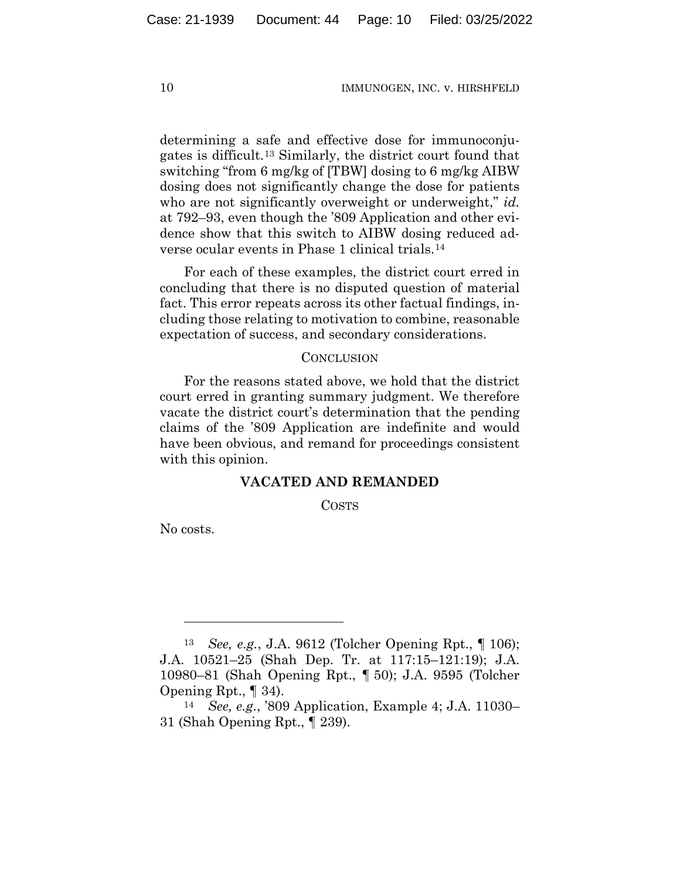determining a safe and effective dose for immunoconjugates is difficult.[13] Similarly, the district court found that switching "from 6 mg/kg of [TBW] dosing to 6 mg/kg AIBW dosing does not significantly change the dose for patients who are not significantly overweight or underweight," *id.* at 792–93, even though the '809 Application and other evidence show that this switch to AIBW dosing reduced adverse ocular events in Phase 1 clinical trials.[14]

For each of these examples, the district court erred in concluding that there is no disputed question of material fact. This error repeats across its other factual findings, including those relating to motivation to combine, reasonable expectation of success, and secondary considerations.

## CONCLUSION

For the reasons stated above, we hold that the district court erred in granting summary judgment. We therefore vacate the district court's determination that the pending claims of the '809 Application are indefinite and would have been obvious, and remand for proceedings consistent with this opinion.

**VACATED AND REMANDED**

COSTS

No costs.

---

[13] *See, e.g.*, J.A. 9612 (Tolcher Opening Rpt., ¶ 106); J.A. 10521–25 (Shah Dep. Tr. at 117:15–121:19); J.A. 10980–81 (Shah Opening Rpt., ¶ 50); J.A. 9595 (Tolcher Opening Rpt., ¶ 34).

[14] *See, e.g.*, '809 Application, Example 4; J.A. 11030–31 (Shah Opening Rpt., ¶ 239).